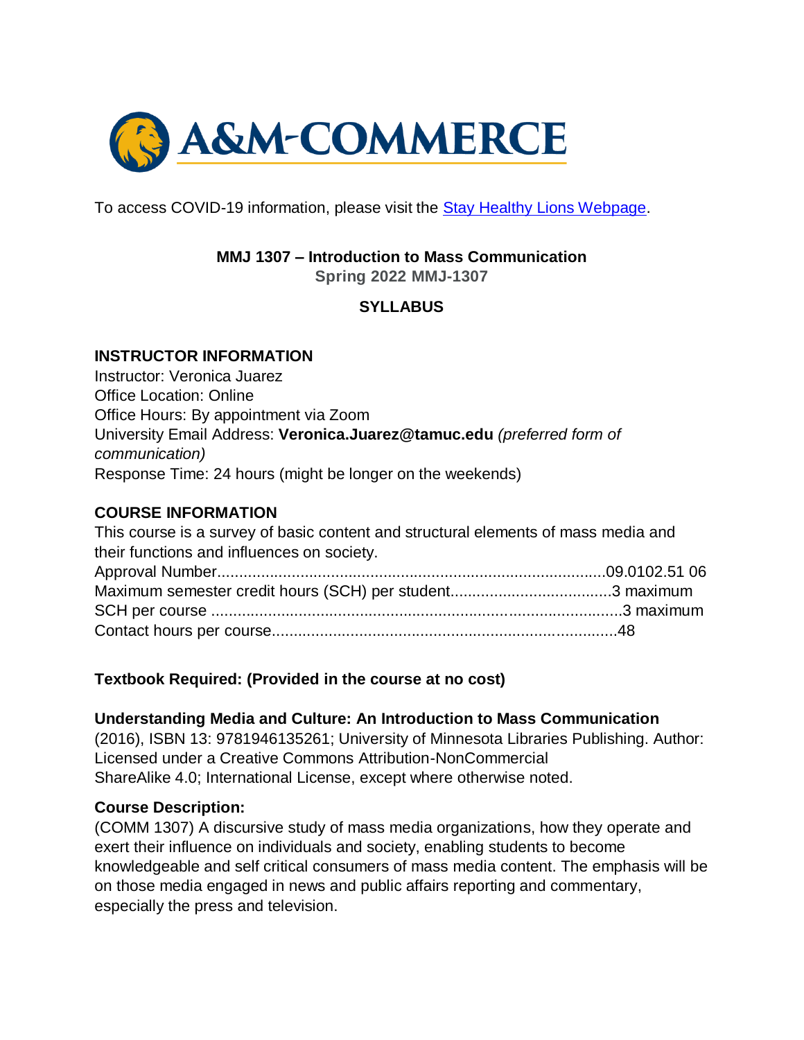A&M-COMMERCE

To access COVID-19 information, please visit the [Stay Healthy Lions Webpage](#).

# MMJ 1307 – Introduction to Mass Communication

**Spring 2022 MMJ-1307**

**SYLLABUS**

## INSTRUCTOR INFORMATION

Instructor: Veronica Juarez
Office Location: Online
Office Hours: By appointment via Zoom
University Email Address: **Veronica.Juarez@tamuc.edu** *(preferred form of communication)*
Response Time: 24 hours (might be longer on the weekends)

## COURSE INFORMATION

This course is a survey of basic content and structural elements of mass media and their functions and influences on society.

Approval Number........................................................................................09.0102.51 06
Maximum semester credit hours (SCH) per student....................................3 maximum
SCH per course ...........................................................................................3 maximum
Contact hours per course..............................................................................48

**Textbook Required: (Provided in the course at no cost)**

**Understanding Media and Culture: An Introduction to Mass Communication** (2016), ISBN 13: 9781946135261; University of Minnesota Libraries Publishing. Author: Licensed under a Creative Commons Attribution-NonCommercial ShareAlike 4.0; International License, except where otherwise noted.

**Course Description:**

(COMM 1307) A discursive study of mass media organizations, how they operate and exert their influence on individuals and society, enabling students to become knowledgeable and self critical consumers of mass media content. The emphasis will be on those media engaged in news and public affairs reporting and commentary, especially the press and television.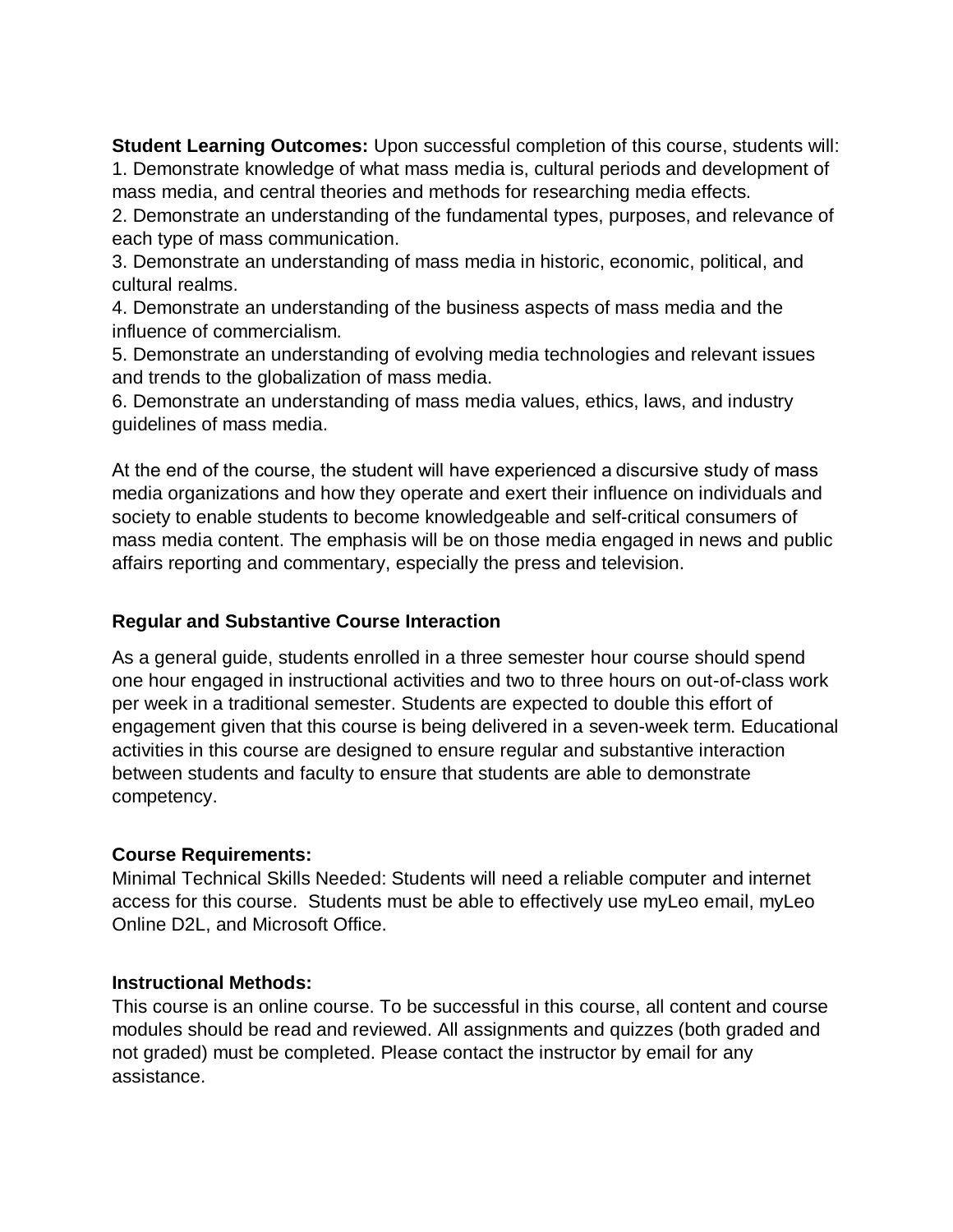**Student Learning Outcomes:** Upon successful completion of this course, students will:

1. Demonstrate knowledge of what mass media is, cultural periods and development of mass media, and central theories and methods for researching media effects.
2. Demonstrate an understanding of the fundamental types, purposes, and relevance of each type of mass communication.
3. Demonstrate an understanding of mass media in historic, economic, political, and cultural realms.
4. Demonstrate an understanding of the business aspects of mass media and the influence of commercialism.
5. Demonstrate an understanding of evolving media technologies and relevant issues and trends to the globalization of mass media.
6. Demonstrate an understanding of mass media values, ethics, laws, and industry guidelines of mass media.

At the end of the course, the student will have experienced a discursive study of mass media organizations and how they operate and exert their influence on individuals and society to enable students to become knowledgeable and self-critical consumers of mass media content. The emphasis will be on those media engaged in news and public affairs reporting and commentary, especially the press and television.

**Regular and Substantive Course Interaction**

As a general guide, students enrolled in a three semester hour course should spend one hour engaged in instructional activities and two to three hours on out-of-class work per week in a traditional semester. Students are expected to double this effort of engagement given that this course is being delivered in a seven-week term. Educational activities in this course are designed to ensure regular and substantive interaction between students and faculty to ensure that students are able to demonstrate competency.

**Course Requirements:**

Minimal Technical Skills Needed: Students will need a reliable computer and internet access for this course. Students must be able to effectively use myLeo email, myLeo Online D2L, and Microsoft Office.

**Instructional Methods:**

This course is an online course. To be successful in this course, all content and course modules should be read and reviewed. All assignments and quizzes (both graded and not graded) must be completed. Please contact the instructor by email for any assistance.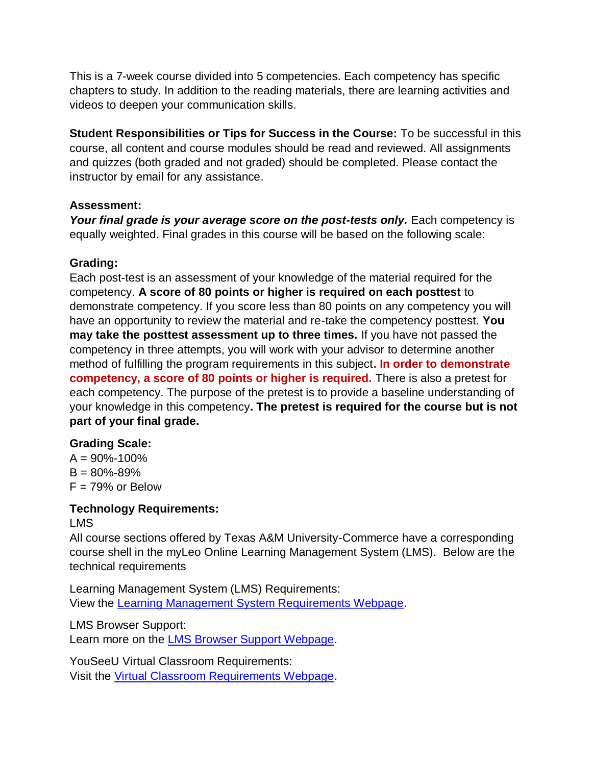This is a 7-week course divided into 5 competencies. Each competency has specific chapters to study. In addition to the reading materials, there are learning activities and videos to deepen your communication skills.

**Student Responsibilities or Tips for Success in the Course:** To be successful in this course, all content and course modules should be read and reviewed. All assignments and quizzes (both graded and not graded) should be completed. Please contact the instructor by email for any assistance.

**Assessment:**

***Your final grade is your average score on the post-tests only.*** Each competency is equally weighted. Final grades in this course will be based on the following scale:

**Grading:**

Each post-test is an assessment of your knowledge of the material required for the competency. **A score of 80 points or higher is required on each posttest** to demonstrate competency. If you score less than 80 points on any competency you will have an opportunity to review the material and re-take the competency posttest. **You may take the posttest assessment up to three times.** If you have not passed the competency in three attempts, you will work with your advisor to determine another method of fulfilling the program requirements in this subject**. In order to demonstrate competency, a score of 80 points or higher is required.** There is also a pretest for each competency. The purpose of the pretest is to provide a baseline understanding of your knowledge in this competency**. The pretest is required for the course but is not part of your final grade.**

**Grading Scale:**

A = 90%-100%
B = 80%-89%
F = 79% or Below

**Technology Requirements:**

LMS

All course sections offered by Texas A&M University-Commerce have a corresponding course shell in the myLeo Online Learning Management System (LMS). Below are the technical requirements

Learning Management System (LMS) Requirements:
View the Learning Management System Requirements Webpage.

LMS Browser Support:
Learn more on the LMS Browser Support Webpage.

YouSeeU Virtual Classroom Requirements:
Visit the Virtual Classroom Requirements Webpage.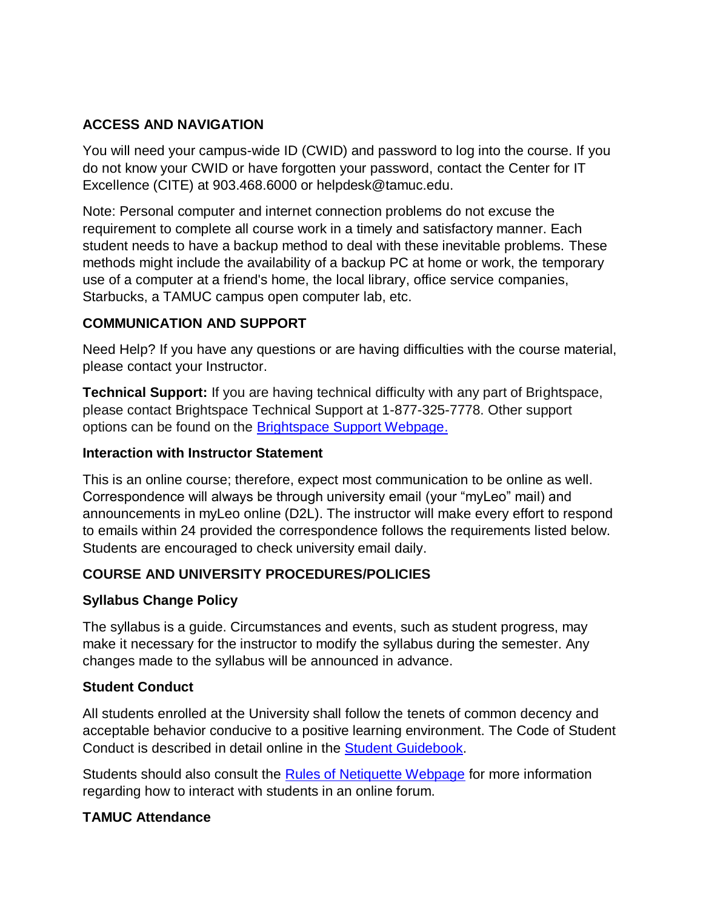## ACCESS AND NAVIGATION

You will need your campus-wide ID (CWID) and password to log into the course. If you do not know your CWID or have forgotten your password, contact the Center for IT Excellence (CITE) at 903.468.6000 or helpdesk@tamuc.edu.

Note: Personal computer and internet connection problems do not excuse the requirement to complete all course work in a timely and satisfactory manner. Each student needs to have a backup method to deal with these inevitable problems. These methods might include the availability of a backup PC at home or work, the temporary use of a computer at a friend's home, the local library, office service companies, Starbucks, a TAMUC campus open computer lab, etc.

## COMMUNICATION AND SUPPORT

Need Help? If you have any questions or are having difficulties with the course material, please contact your Instructor.

**Technical Support:** If you are having technical difficulty with any part of Brightspace, please contact Brightspace Technical Support at 1-877-325-7778. Other support options can be found on the Brightspace Support Webpage.

### Interaction with Instructor Statement

This is an online course; therefore, expect most communication to be online as well. Correspondence will always be through university email (your "myLeo" mail) and announcements in myLeo online (D2L). The instructor will make every effort to respond to emails within 24 provided the correspondence follows the requirements listed below. Students are encouraged to check university email daily.

## COURSE AND UNIVERSITY PROCEDURES/POLICIES

### Syllabus Change Policy

The syllabus is a guide. Circumstances and events, such as student progress, may make it necessary for the instructor to modify the syllabus during the semester. Any changes made to the syllabus will be announced in advance.

### Student Conduct

All students enrolled at the University shall follow the tenets of common decency and acceptable behavior conducive to a positive learning environment. The Code of Student Conduct is described in detail online in the Student Guidebook.

Students should also consult the Rules of Netiquette Webpage for more information regarding how to interact with students in an online forum.

### TAMUC Attendance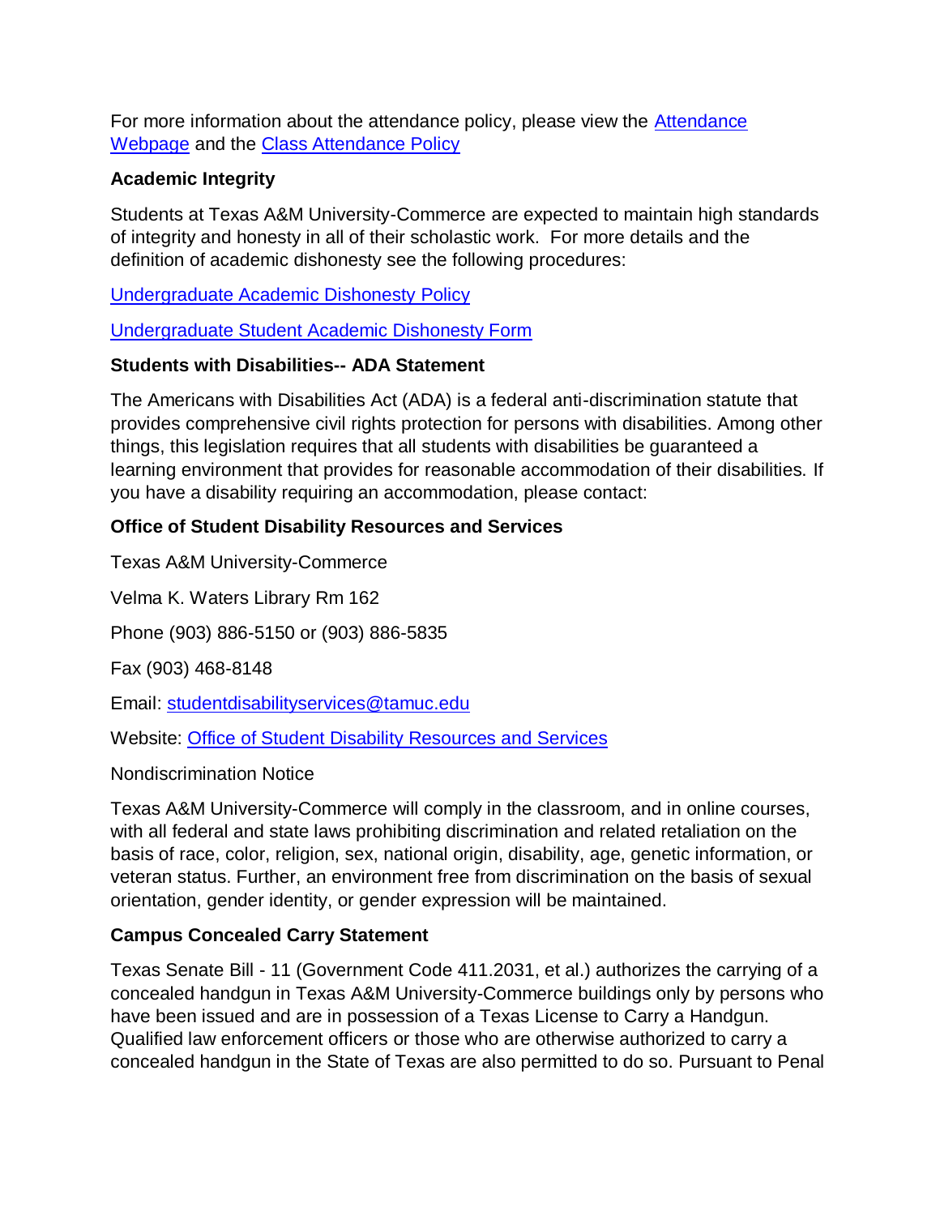For more information about the attendance policy, please view the Attendance Webpage and the Class Attendance Policy

**Academic Integrity**

Students at Texas A&M University-Commerce are expected to maintain high standards of integrity and honesty in all of their scholastic work. For more details and the definition of academic dishonesty see the following procedures:

Undergraduate Academic Dishonesty Policy

Undergraduate Student Academic Dishonesty Form

**Students with Disabilities-- ADA Statement**

The Americans with Disabilities Act (ADA) is a federal anti-discrimination statute that provides comprehensive civil rights protection for persons with disabilities. Among other things, this legislation requires that all students with disabilities be guaranteed a learning environment that provides for reasonable accommodation of their disabilities. If you have a disability requiring an accommodation, please contact:

**Office of Student Disability Resources and Services**

Texas A&M University-Commerce

Velma K. Waters Library Rm 162

Phone (903) 886-5150 or (903) 886-5835

Fax (903) 468-8148

Email: studentdisabilityservices@tamuc.edu

Website: Office of Student Disability Resources and Services

Nondiscrimination Notice

Texas A&M University-Commerce will comply in the classroom, and in online courses, with all federal and state laws prohibiting discrimination and related retaliation on the basis of race, color, religion, sex, national origin, disability, age, genetic information, or veteran status. Further, an environment free from discrimination on the basis of sexual orientation, gender identity, or gender expression will be maintained.

**Campus Concealed Carry Statement**

Texas Senate Bill - 11 (Government Code 411.2031, et al.) authorizes the carrying of a concealed handgun in Texas A&M University-Commerce buildings only by persons who have been issued and are in possession of a Texas License to Carry a Handgun. Qualified law enforcement officers or those who are otherwise authorized to carry a concealed handgun in the State of Texas are also permitted to do so. Pursuant to Penal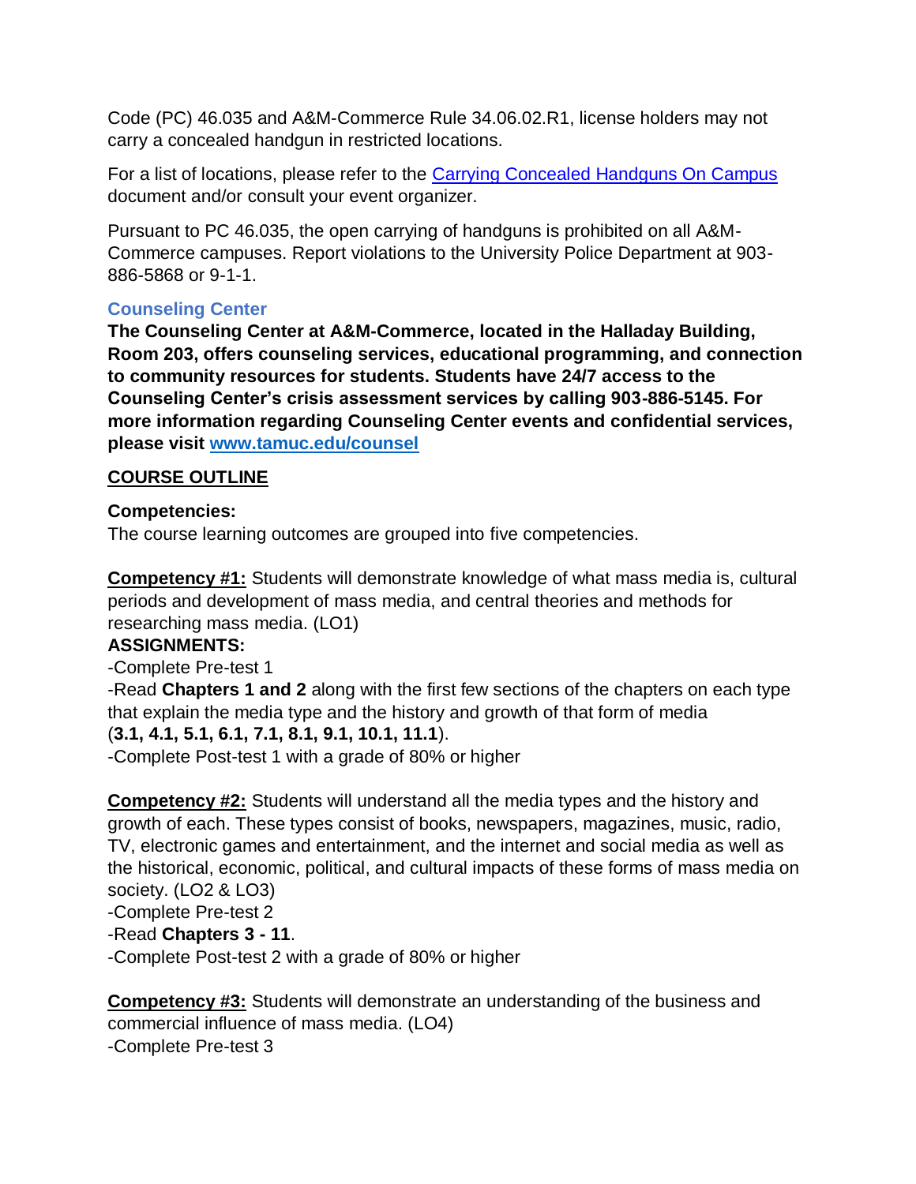Code (PC) 46.035 and A&M-Commerce Rule 34.06.02.R1, license holders may not carry a concealed handgun in restricted locations.

For a list of locations, please refer to the [Carrying Concealed Handguns On Campus](#) document and/or consult your event organizer.

Pursuant to PC 46.035, the open carrying of handguns is prohibited on all A&M-Commerce campuses. Report violations to the University Police Department at 903-886-5868 or 9-1-1.

### Counseling Center

**The Counseling Center at A&M-Commerce, located in the Halladay Building, Room 203, offers counseling services, educational programming, and connection to community resources for students. Students have 24/7 access to the Counseling Center's crisis assessment services by calling 903-886-5145. For more information regarding Counseling Center events and confidential services, please visit [www.tamuc.edu/counsel](http://www.tamuc.edu/counsel)**

## COURSE OUTLINE

**Competencies:**
The course learning outcomes are grouped into five competencies.

**Competency #1:** Students will demonstrate knowledge of what mass media is, cultural periods and development of mass media, and central theories and methods for researching mass media. (LO1)
**ASSIGNMENTS:**
-Complete Pre-test 1
-Read **Chapters 1 and 2** along with the first few sections of the chapters on each type that explain the media type and the history and growth of that form of media (**3.1, 4.1, 5.1, 6.1, 7.1, 8.1, 9.1, 10.1, 11.1**).
-Complete Post-test 1 with a grade of 80% or higher

**Competency #2:** Students will understand all the media types and the history and growth of each. These types consist of books, newspapers, magazines, music, radio, TV, electronic games and entertainment, and the internet and social media as well as the historical, economic, political, and cultural impacts of these forms of mass media on society. (LO2 & LO3)
-Complete Pre-test 2
-Read **Chapters 3 - 11**.
-Complete Post-test 2 with a grade of 80% or higher

**Competency #3:** Students will demonstrate an understanding of the business and commercial influence of mass media. (LO4)
-Complete Pre-test 3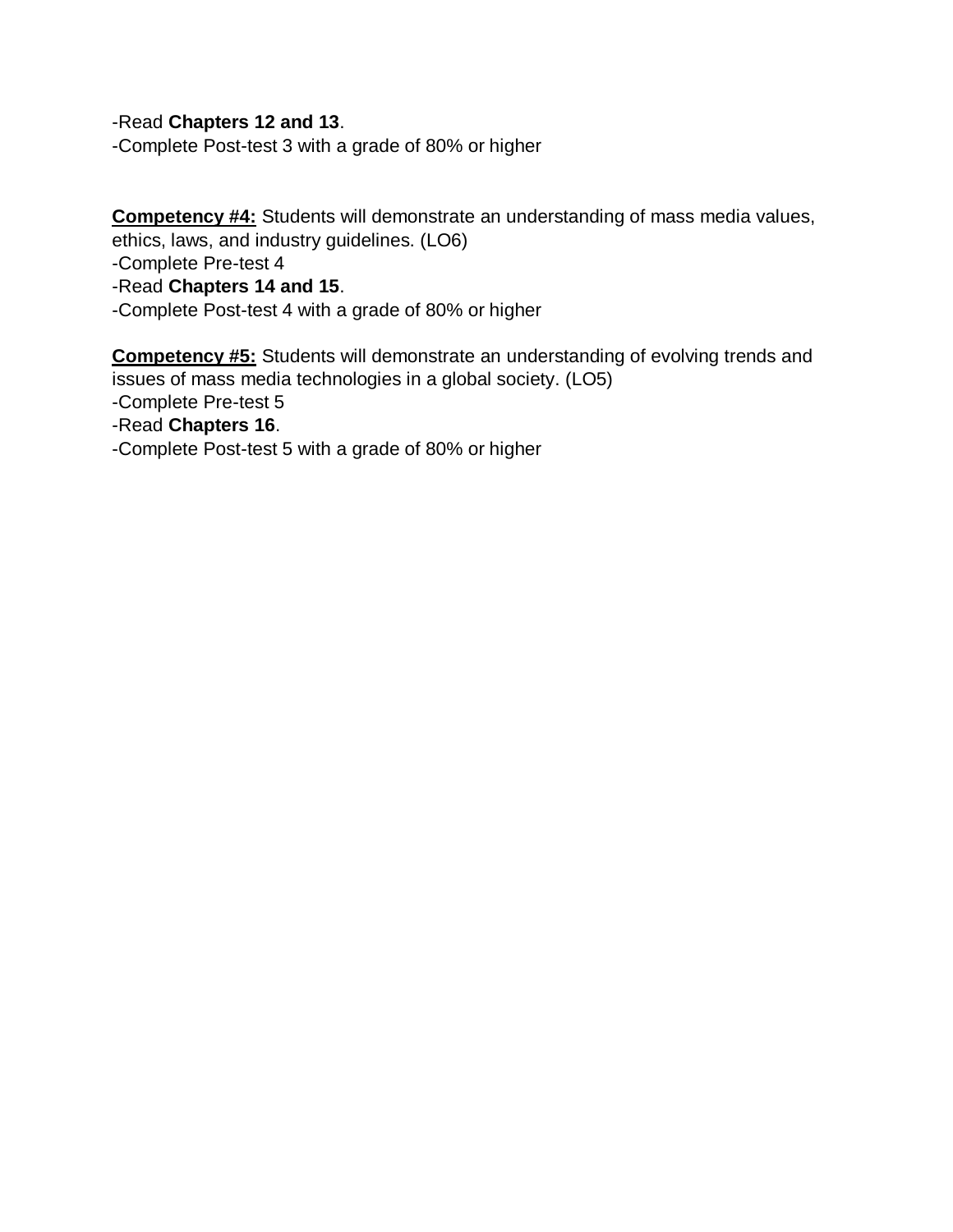-Read **Chapters 12 and 13**.
-Complete Post-test 3 with a grade of 80% or higher

**Competency #4:** Students will demonstrate an understanding of mass media values, ethics, laws, and industry guidelines. (LO6)
-Complete Pre-test 4
-Read **Chapters 14 and 15**.
-Complete Post-test 4 with a grade of 80% or higher

**Competency #5:** Students will demonstrate an understanding of evolving trends and issues of mass media technologies in a global society. (LO5)
-Complete Pre-test 5
-Read **Chapters 16**.
-Complete Post-test 5 with a grade of 80% or higher